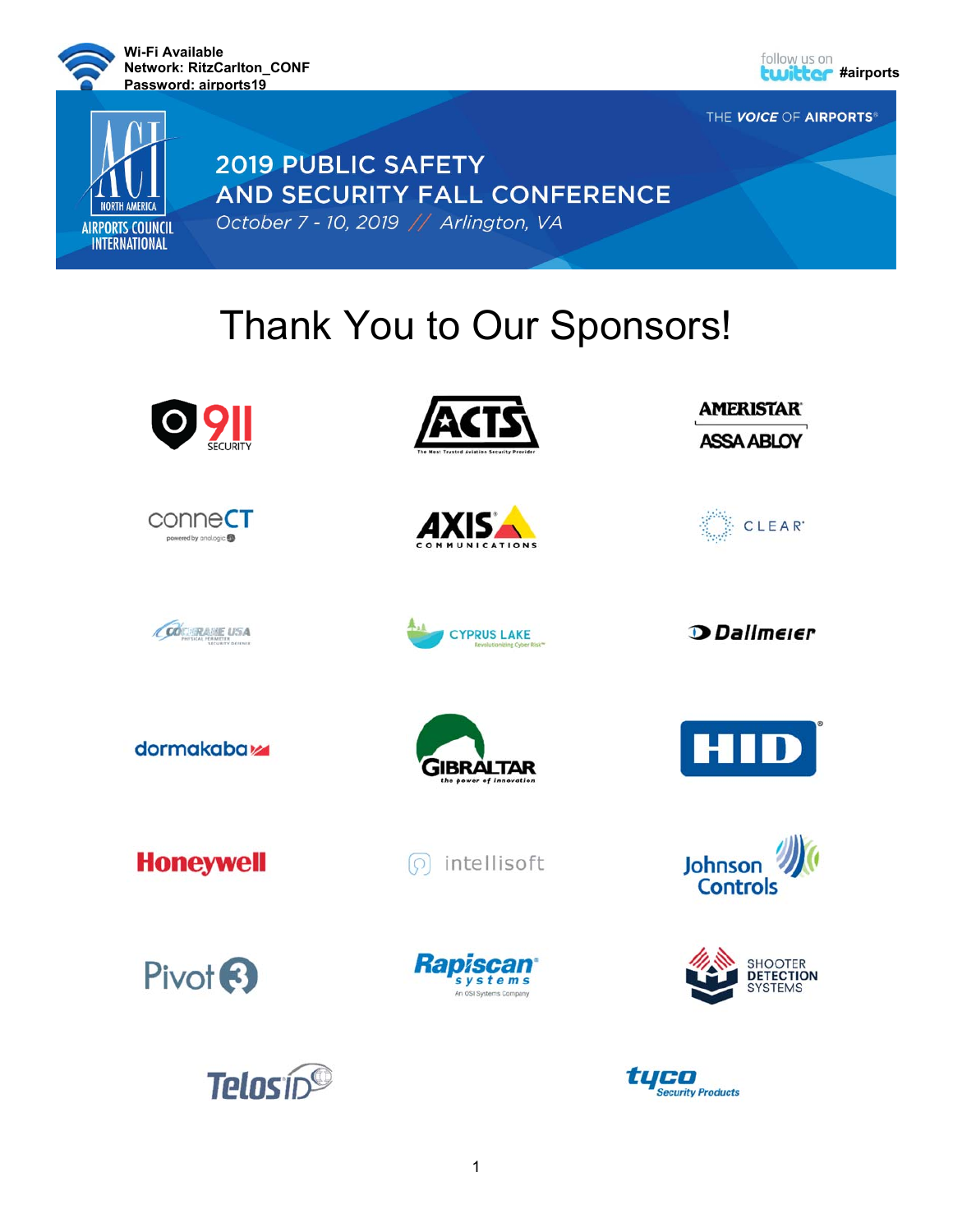Wi-Fi Available
Network: RitzCarlton_CONF
Password: airports19

follow us on twitter #airports

THE VOICE OF AIRPORTS®

# 2019 PUBLIC SAFETY AND SECURITY FALL CONFERENCE

*October 7 - 10, 2019 // Arlington, VA*

## Thank You to Our Sponsors!

911 SECURITY

ACTS — The Most Trusted Aviation Security Provider

AMERISTAR ASSA ABLOY

conneCT powered by analogic

AXIS COMMUNICATIONS

CLEAR

COBRAME USA

CYPRUS LAKE — Revolutionizing Cyber Risk

Dallmeier

dormakaba

GIBRALTAR — the power of innovation

HID

Honeywell

intellisoft

Johnson Controls

Pivot3

Rapiscan systems — An OSI Systems Company

SHOOTER DETECTION SYSTEMS

TelosID

tyco Security Products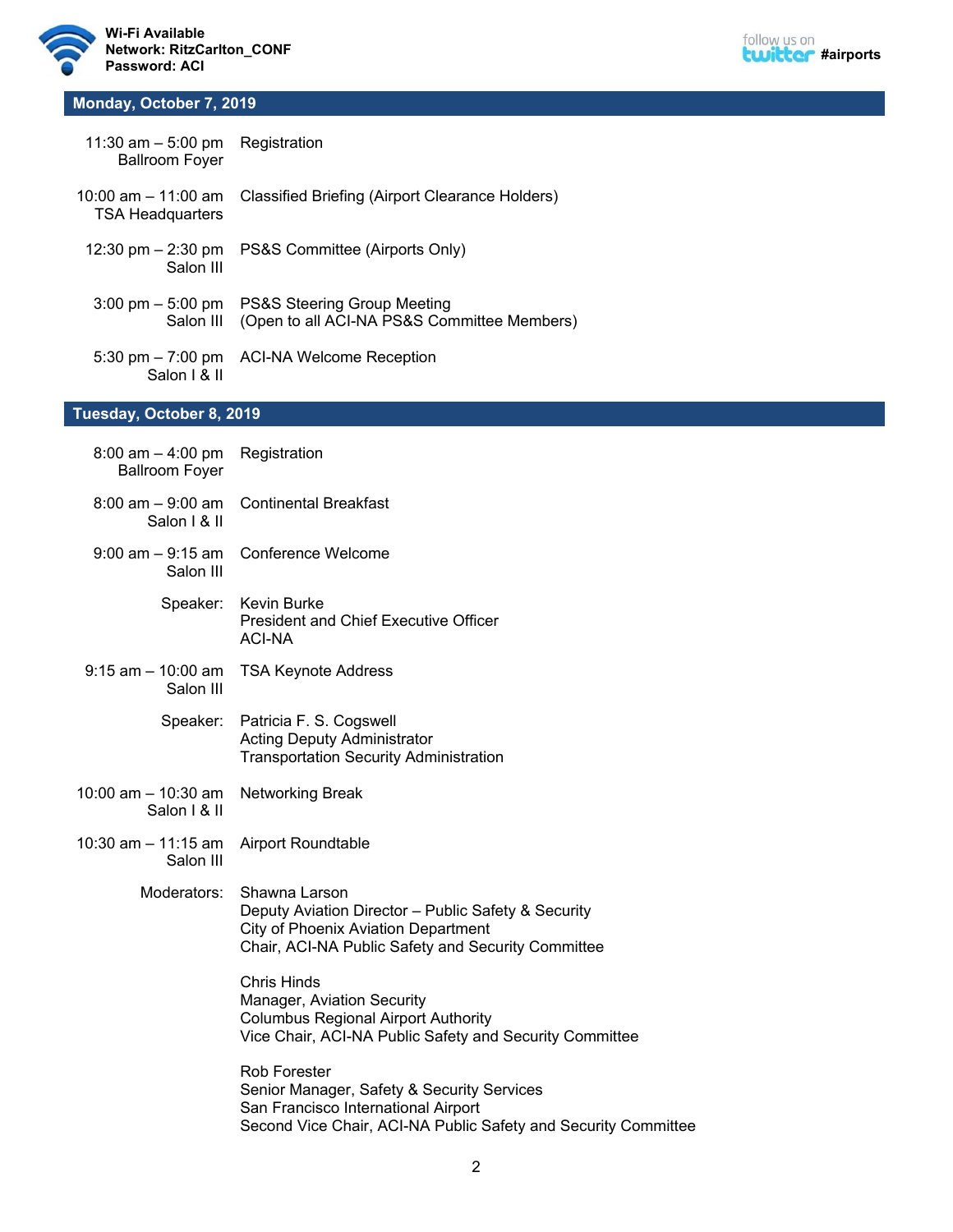Wi-Fi Available
Network: RitzCarlton_CONF
Password: ACI

follow us on twitter #airports

## Monday, October 7, 2019

| | |
|---|---|
| 11:30 am – 5:00 pm<br>Ballroom Foyer | Registration |
| 10:00 am – 11:00 am<br>TSA Headquarters | Classified Briefing (Airport Clearance Holders) |
| 12:30 pm – 2:30 pm<br>Salon III | PS&S Committee (Airports Only) |
| 3:00 pm – 5:00 pm<br>Salon III | PS&S Steering Group Meeting<br>(Open to all ACI-NA PS&S Committee Members) |
| 5:30 pm – 7:00 pm<br>Salon I & II | ACI-NA Welcome Reception |

## Tuesday, October 8, 2019

| | |
|---|---|
| 8:00 am – 4:00 pm<br>Ballroom Foyer | Registration |
| 8:00 am – 9:00 am<br>Salon I & II | Continental Breakfast |
| 9:00 am – 9:15 am<br>Salon III | Conference Welcome |
| Speaker: | Kevin Burke<br>President and Chief Executive Officer<br>ACI-NA |
| 9:15 am – 10:00 am<br>Salon III | TSA Keynote Address |
| Speaker: | Patricia F. S. Cogswell<br>Acting Deputy Administrator<br>Transportation Security Administration |
| 10:00 am – 10:30 am<br>Salon I & II | Networking Break |
| 10:30 am – 11:15 am<br>Salon III | Airport Roundtable |
| Moderators: | Shawna Larson<br>Deputy Aviation Director – Public Safety & Security<br>City of Phoenix Aviation Department<br>Chair, ACI-NA Public Safety and Security Committee |
| | Chris Hinds<br>Manager, Aviation Security<br>Columbus Regional Airport Authority<br>Vice Chair, ACI-NA Public Safety and Security Committee |
| | Rob Forester<br>Senior Manager, Safety & Security Services<br>San Francisco International Airport<br>Second Vice Chair, ACI-NA Public Safety and Security Committee |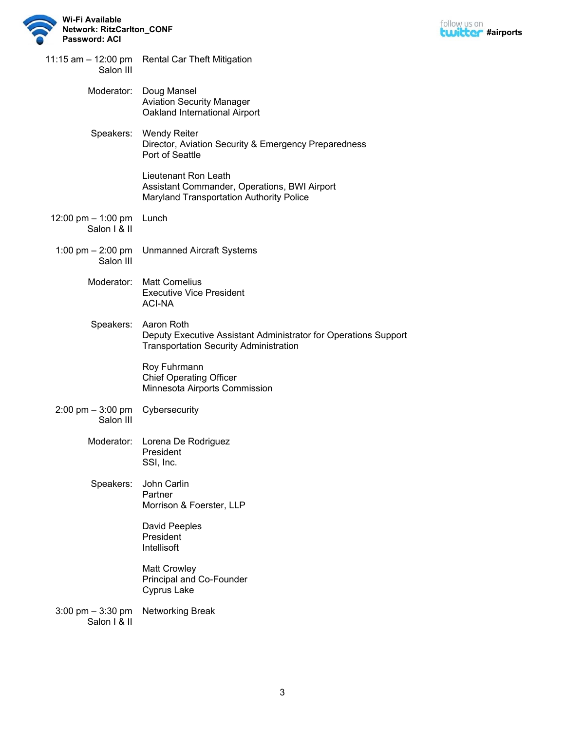**Wi-Fi Available**
**Network: RitzCarlton_CONF**
**Password: ACI**

follow us on twitter **#airports**

**11:15 am – 12:00 pm** Salon III

Rental Car Theft Mitigation

Moderator:
Doug Mansel
Aviation Security Manager
Oakland International Airport

Speakers:
Wendy Reiter
Director, Aviation Security & Emergency Preparedness
Port of Seattle

Lieutenant Ron Leath
Assistant Commander, Operations, BWI Airport
Maryland Transportation Authority Police

**12:00 pm – 1:00 pm** Salon I & II

Lunch

**1:00 pm – 2:00 pm** Salon III

Unmanned Aircraft Systems

Moderator:
Matt Cornelius
Executive Vice President
ACI-NA

Speakers:
Aaron Roth
Deputy Executive Assistant Administrator for Operations Support
Transportation Security Administration

Roy Fuhrmann
Chief Operating Officer
Minnesota Airports Commission

**2:00 pm – 3:00 pm** Salon III

Cybersecurity

Moderator:
Lorena De Rodriguez
President
SSI, Inc.

Speakers:
John Carlin
Partner
Morrison & Foerster, LLP

David Peeples
President
Intellisoft

Matt Crowley
Principal and Co-Founder
Cyprus Lake

**3:00 pm – 3:30 pm** Salon I & II

Networking Break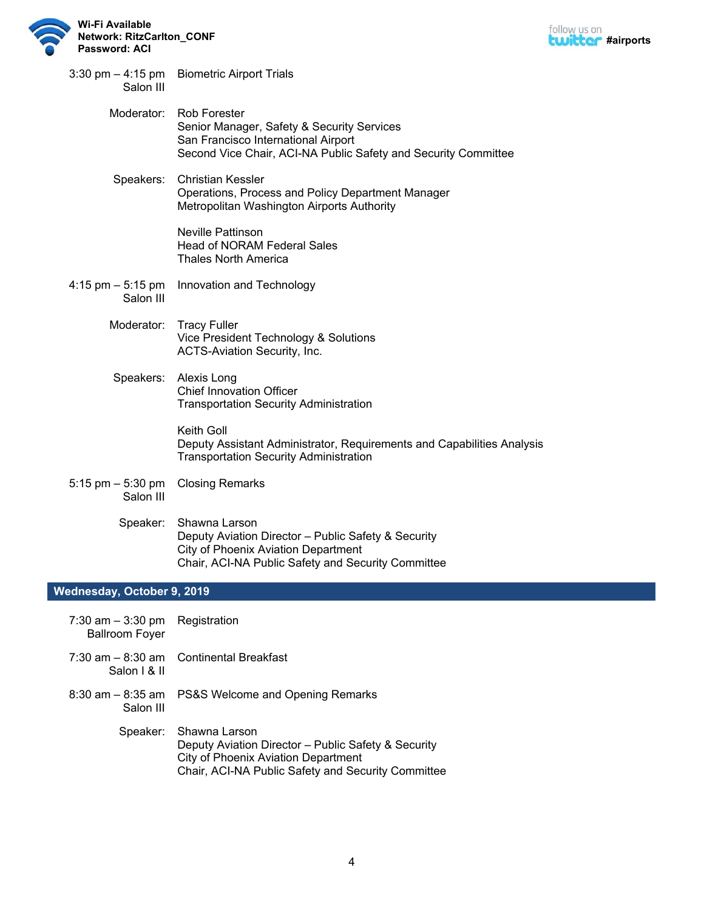**3:30 pm – 4:15 pm** Salon III
**Biometric Airport Trials**

Moderator:
Rob Forester
Senior Manager, Safety & Security Services
San Francisco International Airport
Second Vice Chair, ACI-NA Public Safety and Security Committee

Speakers:
Christian Kessler
Operations, Process and Policy Department Manager
Metropolitan Washington Airports Authority

Neville Pattinson
Head of NORAM Federal Sales
Thales North America

**4:15 pm – 5:15 pm** Salon III
**Innovation and Technology**

Moderator:
Tracy Fuller
Vice President Technology & Solutions
ACTS-Aviation Security, Inc.

Speakers:
Alexis Long
Chief Innovation Officer
Transportation Security Administration

Keith Goll
Deputy Assistant Administrator, Requirements and Capabilities Analysis
Transportation Security Administration

**5:15 pm – 5:30 pm** Salon III
**Closing Remarks**

Speaker:
Shawna Larson
Deputy Aviation Director – Public Safety & Security
City of Phoenix Aviation Department
Chair, ACI-NA Public Safety and Security Committee

## Wednesday, October 9, 2019

**7:30 am – 3:30 pm** Ballroom Foyer
**Registration**

**7:30 am – 8:30 am** Salon I & II
**Continental Breakfast**

**8:30 am – 8:35 am** Salon III
**PS&S Welcome and Opening Remarks**

Speaker:
Shawna Larson
Deputy Aviation Director – Public Safety & Security
City of Phoenix Aviation Department
Chair, ACI-NA Public Safety and Security Committee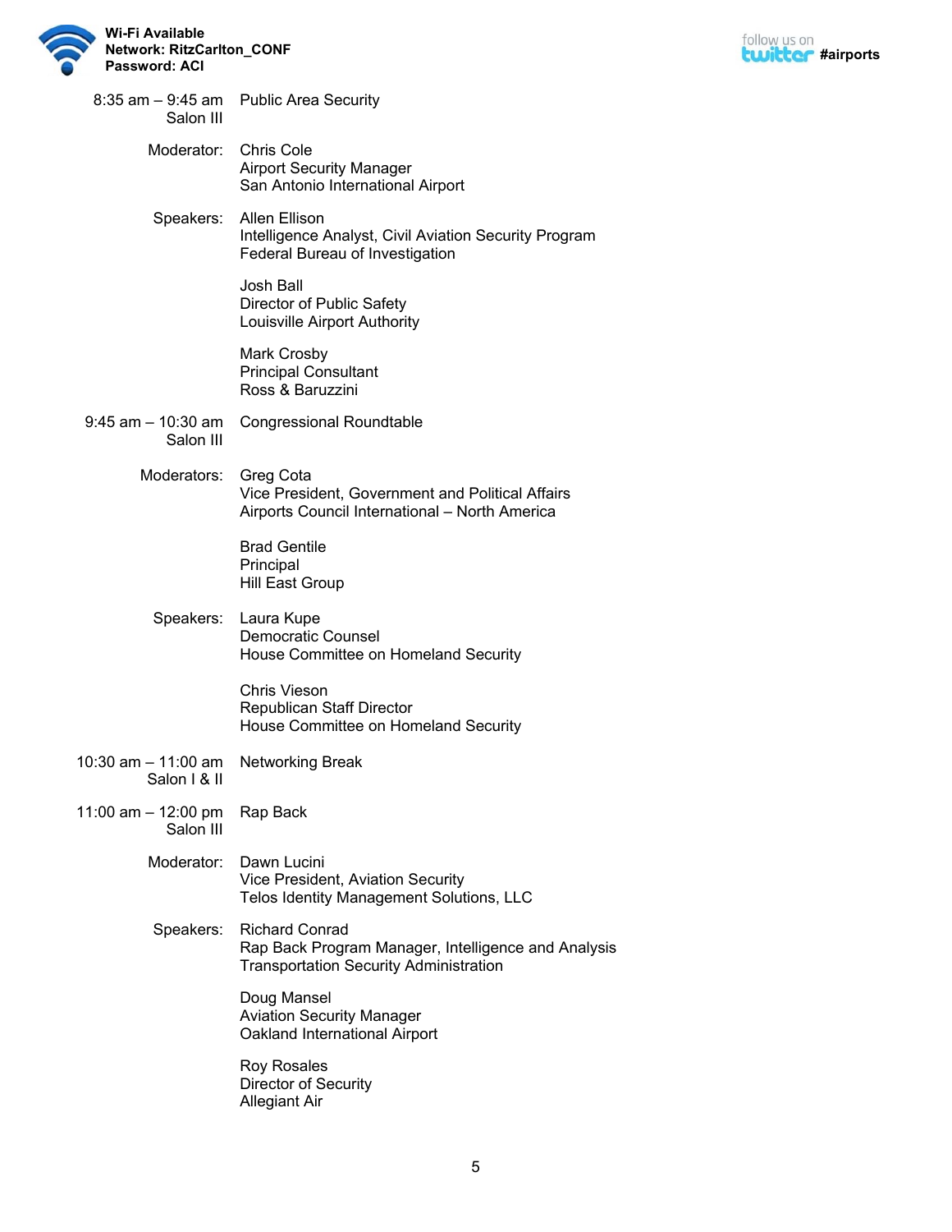**Wi-Fi Available**
**Network: RitzCarlton_CONF**
**Password: ACI**

follow us on twitter **#airports**

**8:35 am – 9:45 am** — Salon III

**Public Area Security**

Moderator:
Chris Cole
Airport Security Manager
San Antonio International Airport

Speakers:
Allen Ellison
Intelligence Analyst, Civil Aviation Security Program
Federal Bureau of Investigation

Josh Ball
Director of Public Safety
Louisville Airport Authority

Mark Crosby
Principal Consultant
Ross & Baruzzini

**9:45 am – 10:30 am** — Salon III

**Congressional Roundtable**

Moderators:
Greg Cota
Vice President, Government and Political Affairs
Airports Council International – North America

Brad Gentile
Principal
Hill East Group

Speakers:
Laura Kupe
Democratic Counsel
House Committee on Homeland Security

Chris Vieson
Republican Staff Director
House Committee on Homeland Security

**10:30 am – 11:00 am** — Salon I & II

**Networking Break**

**11:00 am – 12:00 pm** — Salon III

**Rap Back**

Moderator:
Dawn Lucini
Vice President, Aviation Security
Telos Identity Management Solutions, LLC

Speakers:
Richard Conrad
Rap Back Program Manager, Intelligence and Analysis
Transportation Security Administration

Doug Mansel
Aviation Security Manager
Oakland International Airport

Roy Rosales
Director of Security
Allegiant Air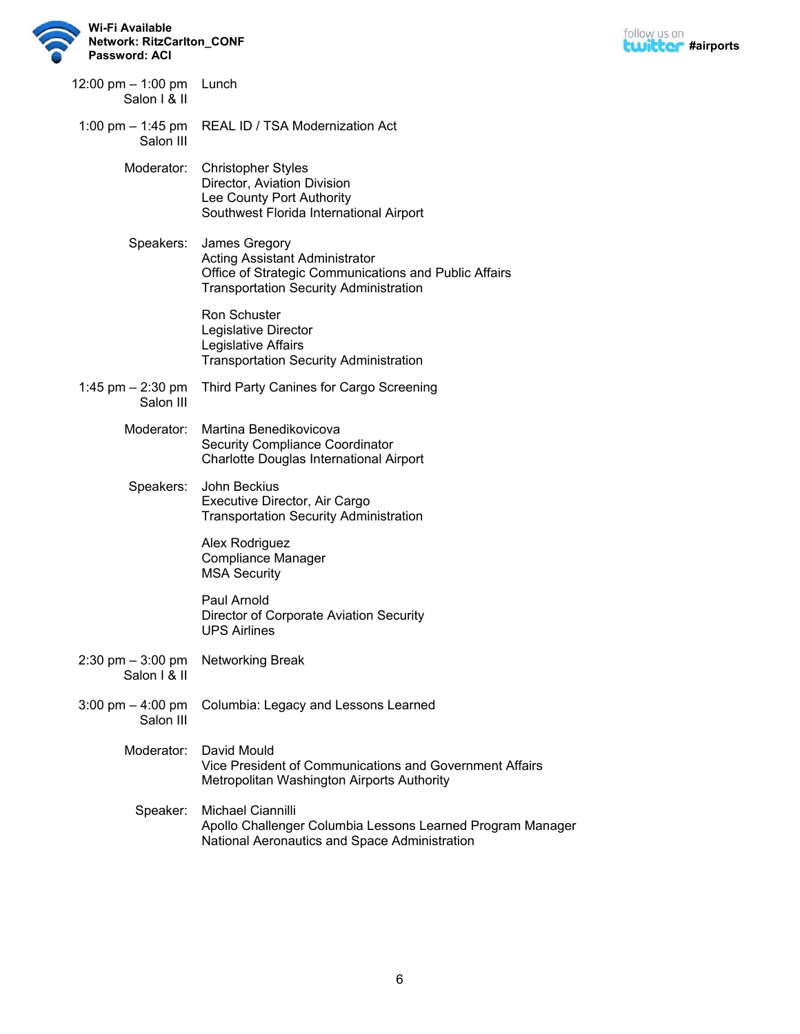**Wi-Fi Available**
**Network: RitzCarlton_CONF**
**Password: ACI**

follow us on twitter **#airports**

**12:00 pm – 1:00 pm** Salon I & II
Lunch

**1:00 pm – 1:45 pm** Salon III
REAL ID / TSA Modernization Act

Moderator:
Christopher Styles
Director, Aviation Division
Lee County Port Authority
Southwest Florida International Airport

Speakers:
James Gregory
Acting Assistant Administrator
Office of Strategic Communications and Public Affairs
Transportation Security Administration

Ron Schuster
Legislative Director
Legislative Affairs
Transportation Security Administration

**1:45 pm – 2:30 pm** Salon III
Third Party Canines for Cargo Screening

Moderator:
Martina Benedikovicova
Security Compliance Coordinator
Charlotte Douglas International Airport

Speakers:
John Beckius
Executive Director, Air Cargo
Transportation Security Administration

Alex Rodriguez
Compliance Manager
MSA Security

Paul Arnold
Director of Corporate Aviation Security
UPS Airlines

**2:30 pm – 3:00 pm** Salon I & II
Networking Break

**3:00 pm – 4:00 pm** Salon III
Columbia: Legacy and Lessons Learned

Moderator:
David Mould
Vice President of Communications and Government Affairs
Metropolitan Washington Airports Authority

Speaker:
Michael Ciannilli
Apollo Challenger Columbia Lessons Learned Program Manager
National Aeronautics and Space Administration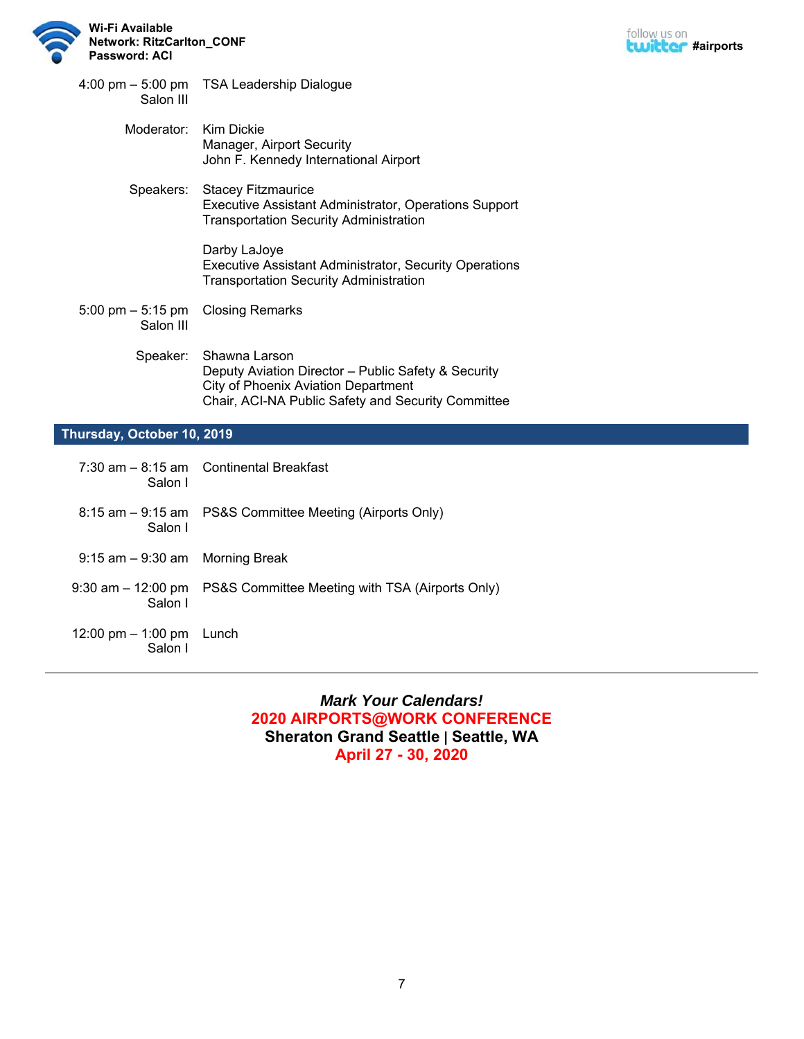**Wi-Fi Available**
**Network: RitzCarlton_CONF**
**Password: ACI**

follow us on twitter **#airports**

4:00 pm – 5:00 pm
Salon III
TSA Leadership Dialogue

Moderator:
Kim Dickie
Manager, Airport Security
John F. Kennedy International Airport

Speakers:
Stacey Fitzmaurice
Executive Assistant Administrator, Operations Support
Transportation Security Administration

Darby LaJoye
Executive Assistant Administrator, Security Operations
Transportation Security Administration

5:00 pm – 5:15 pm
Salon III
Closing Remarks

Speaker:
Shawna Larson
Deputy Aviation Director – Public Safety & Security
City of Phoenix Aviation Department
Chair, ACI-NA Public Safety and Security Committee

## Thursday, October 10, 2019

7:30 am – 8:15 am
Salon I
Continental Breakfast

8:15 am – 9:15 am
Salon I
PS&S Committee Meeting (Airports Only)

9:15 am – 9:30 am
Morning Break

9:30 am – 12:00 pm
Salon I
PS&S Committee Meeting with TSA (Airports Only)

12:00 pm – 1:00 pm
Salon I
Lunch

---

***Mark Your Calendars!***
**2020 AIRPORTS@WORK CONFERENCE**
**Sheraton Grand Seattle | Seattle, WA**
**April 27 - 30, 2020**